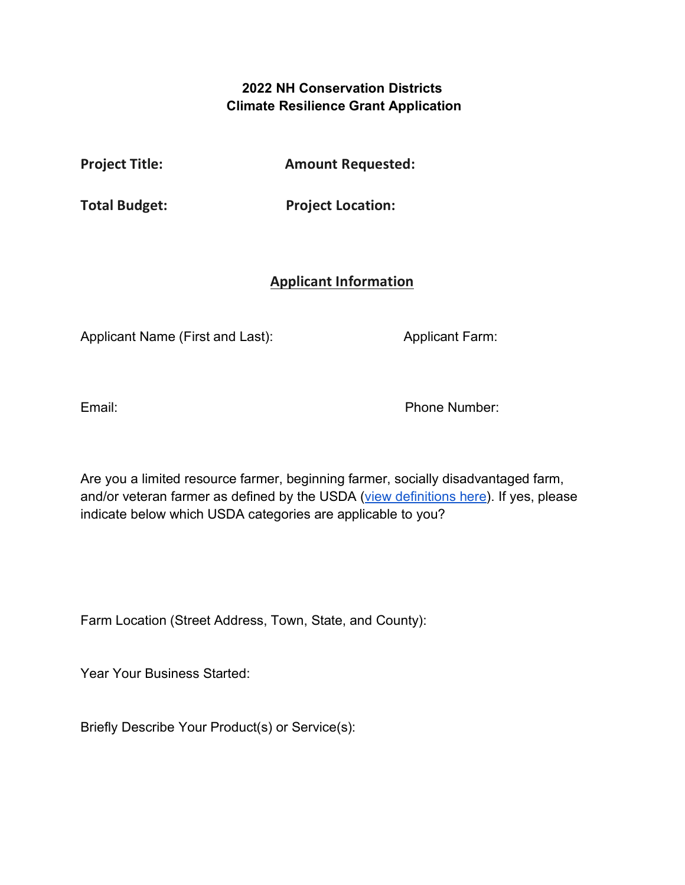# 2022 NH Conservation Districts Climate Resilience Grant Application

**Project Title:** **Amount Requested:**

**Total Budget:** **Project Location:**

## Applicant Information

Applicant Name (First and Last): Applicant Farm:

Email: Phone Number:

Are you a limited resource farmer, beginning farmer, socially disadvantaged farm, and/or veteran farmer as defined by the USDA (view definitions here). If yes, please indicate below which USDA categories are applicable to you?

Farm Location (Street Address, Town, State, and County):

Year Your Business Started:

Briefly Describe Your Product(s) or Service(s):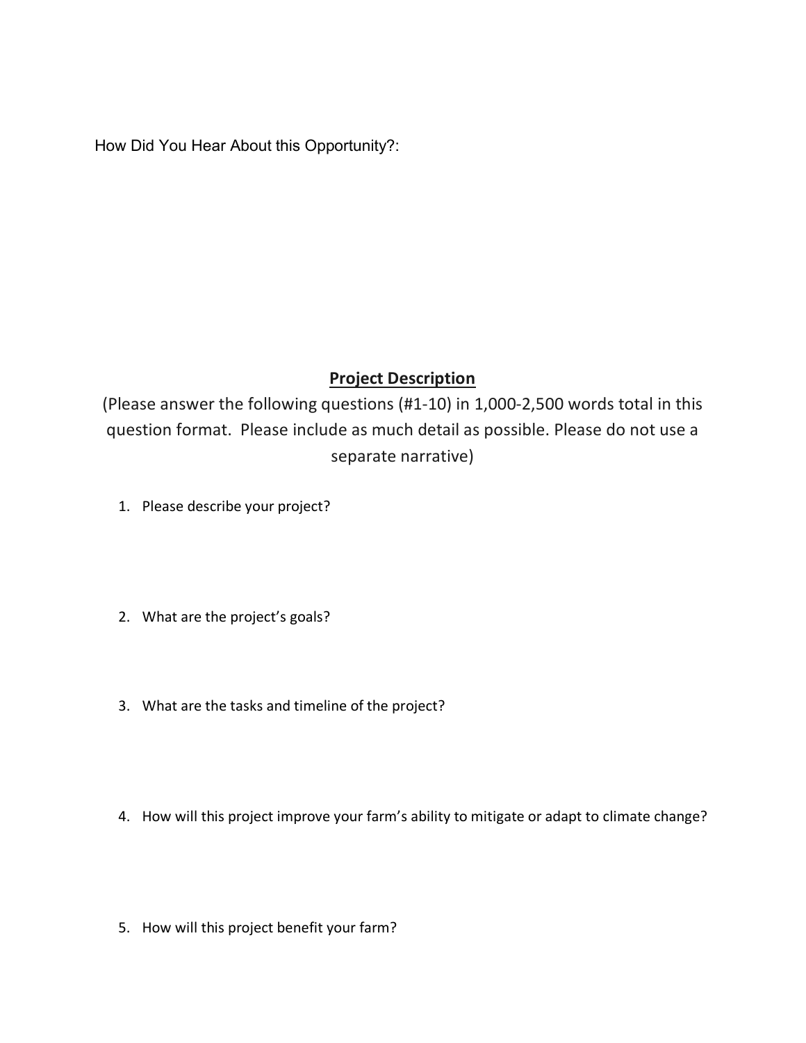How Did You Hear About this Opportunity?:

## Project Description

(Please answer the following questions (#1-10) in 1,000-2,500 words total in this question format. Please include as much detail as possible. Please do not use a separate narrative)

1. Please describe your project?

2. What are the project's goals?

3. What are the tasks and timeline of the project?

4. How will this project improve your farm's ability to mitigate or adapt to climate change?

5. How will this project benefit your farm?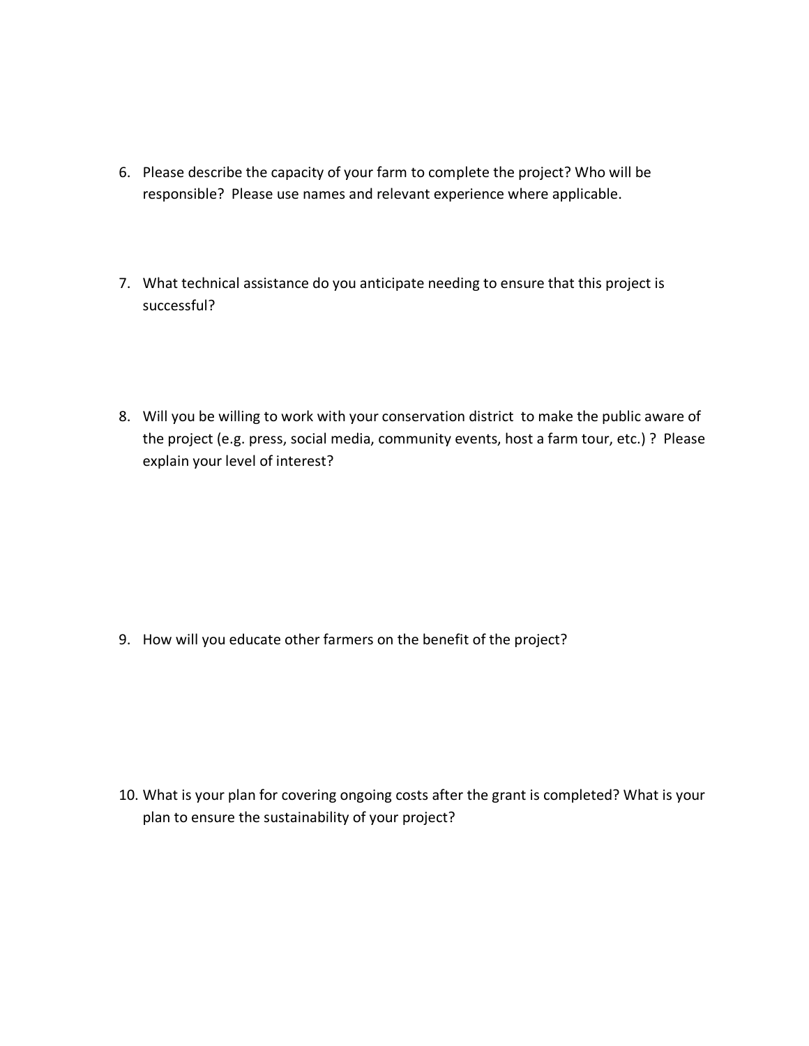6. Please describe the capacity of your farm to complete the project? Who will be responsible?  Please use names and relevant experience where applicable.

7. What technical assistance do you anticipate needing to ensure that this project is successful?

8. Will you be willing to work with your conservation district  to make the public aware of the project (e.g. press, social media, community events, host a farm tour, etc.) ?  Please explain your level of interest?

9. How will you educate other farmers on the benefit of the project?

10. What is your plan for covering ongoing costs after the grant is completed? What is your plan to ensure the sustainability of your project?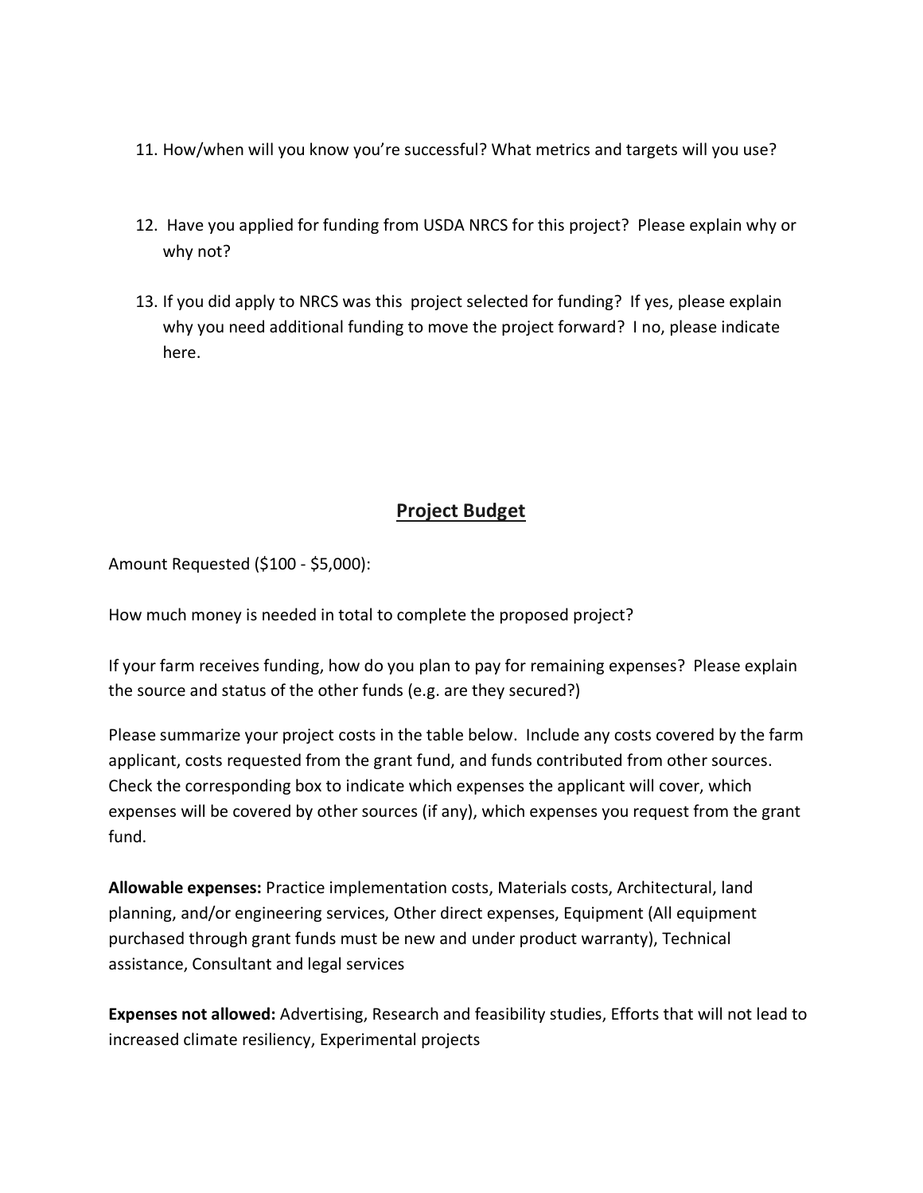11. How/when will you know you're successful? What metrics and targets will you use?

12. Have you applied for funding from USDA NRCS for this project? Please explain why or why not?

13. If you did apply to NRCS was this project selected for funding? If yes, please explain why you need additional funding to move the project forward? I no, please indicate here.

## Project Budget

Amount Requested ($100 - $5,000):

How much money is needed in total to complete the proposed project?

If your farm receives funding, how do you plan to pay for remaining expenses? Please explain the source and status of the other funds (e.g. are they secured?)

Please summarize your project costs in the table below. Include any costs covered by the farm applicant, costs requested from the grant fund, and funds contributed from other sources. Check the corresponding box to indicate which expenses the applicant will cover, which expenses will be covered by other sources (if any), which expenses you request from the grant fund.

**Allowable expenses:** Practice implementation costs, Materials costs, Architectural, land planning, and/or engineering services, Other direct expenses, Equipment (All equipment purchased through grant funds must be new and under product warranty), Technical assistance, Consultant and legal services

**Expenses not allowed:** Advertising, Research and feasibility studies, Efforts that will not lead to increased climate resiliency, Experimental projects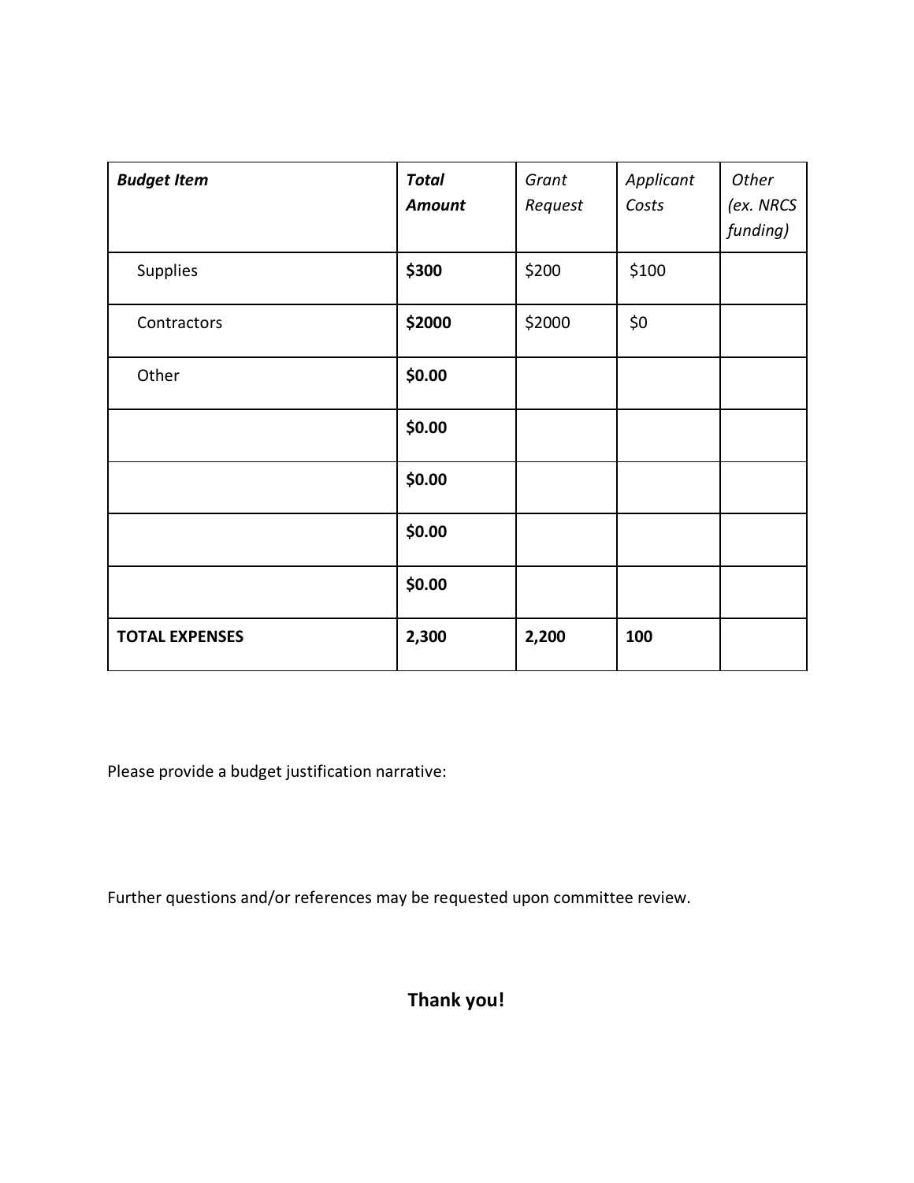| ***Budget Item*** | ***Total Amount*** | *Grant Request* | *Applicant Costs* | *Other (ex. NRCS funding)* |
|---|---|---|---|---|
| Supplies | **$300** | $200 | $100 | |
| Contractors | **$2000** | $2000 | $0 | |
| Other | **$0.00** | | | |
| | **$0.00** | | | |
| | **$0.00** | | | |
| | **$0.00** | | | |
| | **$0.00** | | | |
| **TOTAL EXPENSES** | **2,300** | **2,200** | **100** | |

Please provide a budget justification narrative:

Further questions and/or references may be requested upon committee review.

**Thank you!**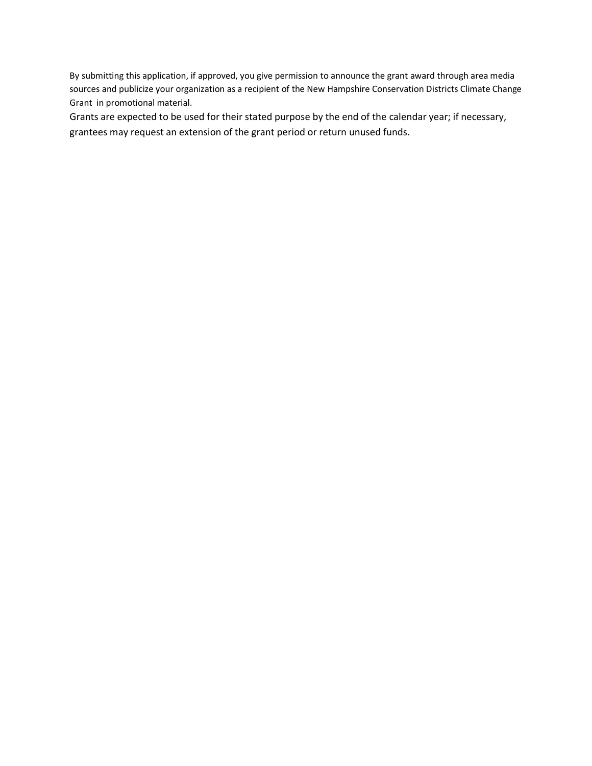By submitting this application, if approved, you give permission to announce the grant award through area media sources and publicize your organization as a recipient of the New Hampshire Conservation Districts Climate Change Grant in promotional material.

Grants are expected to be used for their stated purpose by the end of the calendar year; if necessary, grantees may request an extension of the grant period or return unused funds.